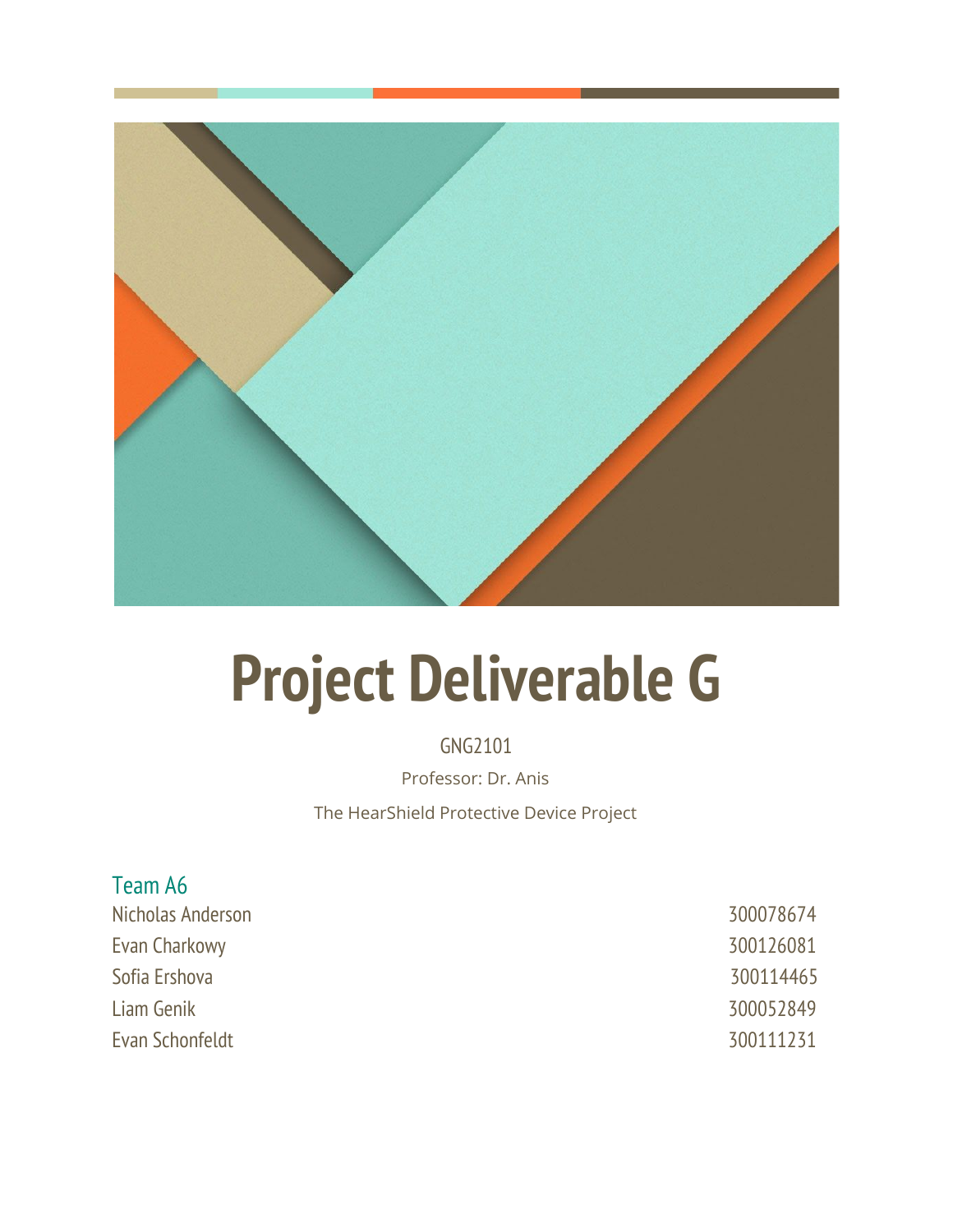# Project Deliverable G

GNG2101

Professor: Dr. Anis

The HearShield Protective Device Project

## Team A6

| | |
|---|---|
| Nicholas Anderson | 300078674 |
| Evan Charkowy | 300126081 |
| Sofia Ershova | 300114465 |
| Liam Genik | 300052849 |
| Evan Schonfeldt | 300111231 |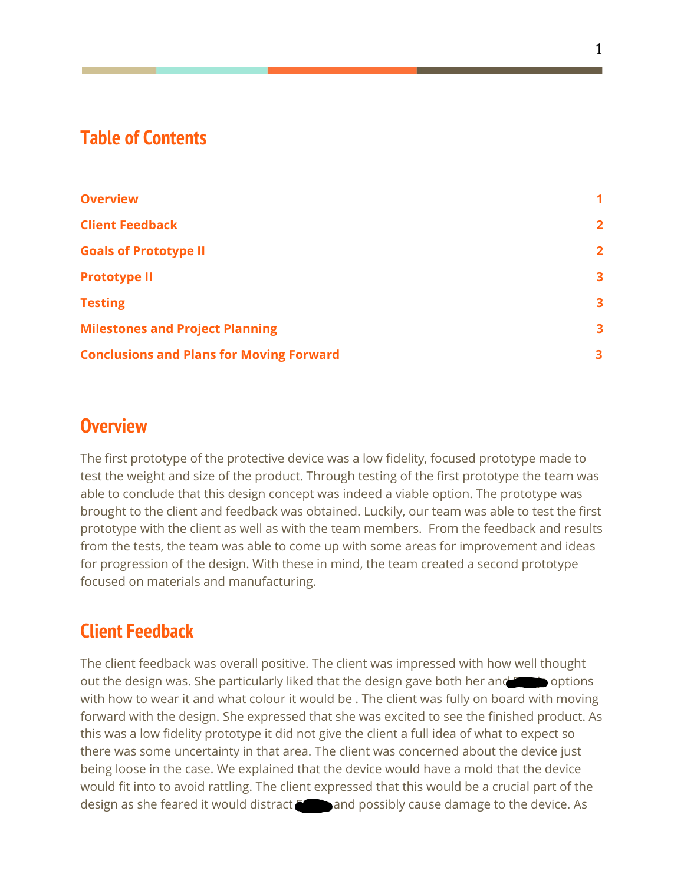# Table of Contents

| | |
|---|---|
| **Overview** | **1** |
| **Client Feedback** | **2** |
| **Goals of Prototype II** | **2** |
| **Prototype II** | **3** |
| **Testing** | **3** |
| **Milestones and Project Planning** | **3** |
| **Conclusions and Plans for Moving Forward** | **3** |

# Overview

The first prototype of the protective device was a low fidelity, focused prototype made to test the weight and size of the product. Through testing of the first prototype the team was able to conclude that this design concept was indeed a viable option. The prototype was brought to the client and feedback was obtained. Luckily, our team was able to test the first prototype with the client as well as with the team members. From the feedback and results from the tests, the team was able to come up with some areas for improvement and ideas for progression of the design. With these in mind, the team created a second prototype focused on materials and manufacturing.

# Client Feedback

The client feedback was overall positive. The client was impressed with how well thought out the design was. She particularly liked that the design gave both her and options with how to wear it and what colour it would be . The client was fully on board with moving forward with the design. She expressed that she was excited to see the finished product. As this was a low fidelity prototype it did not give the client a full idea of what to expect so there was some uncertainty in that area. The client was concerned about the device just being loose in the case. We explained that the device would have a mold that the device would fit into to avoid rattling. The client expressed that this would be a crucial part of the design as she feared it would distract and possibly cause damage to the device. As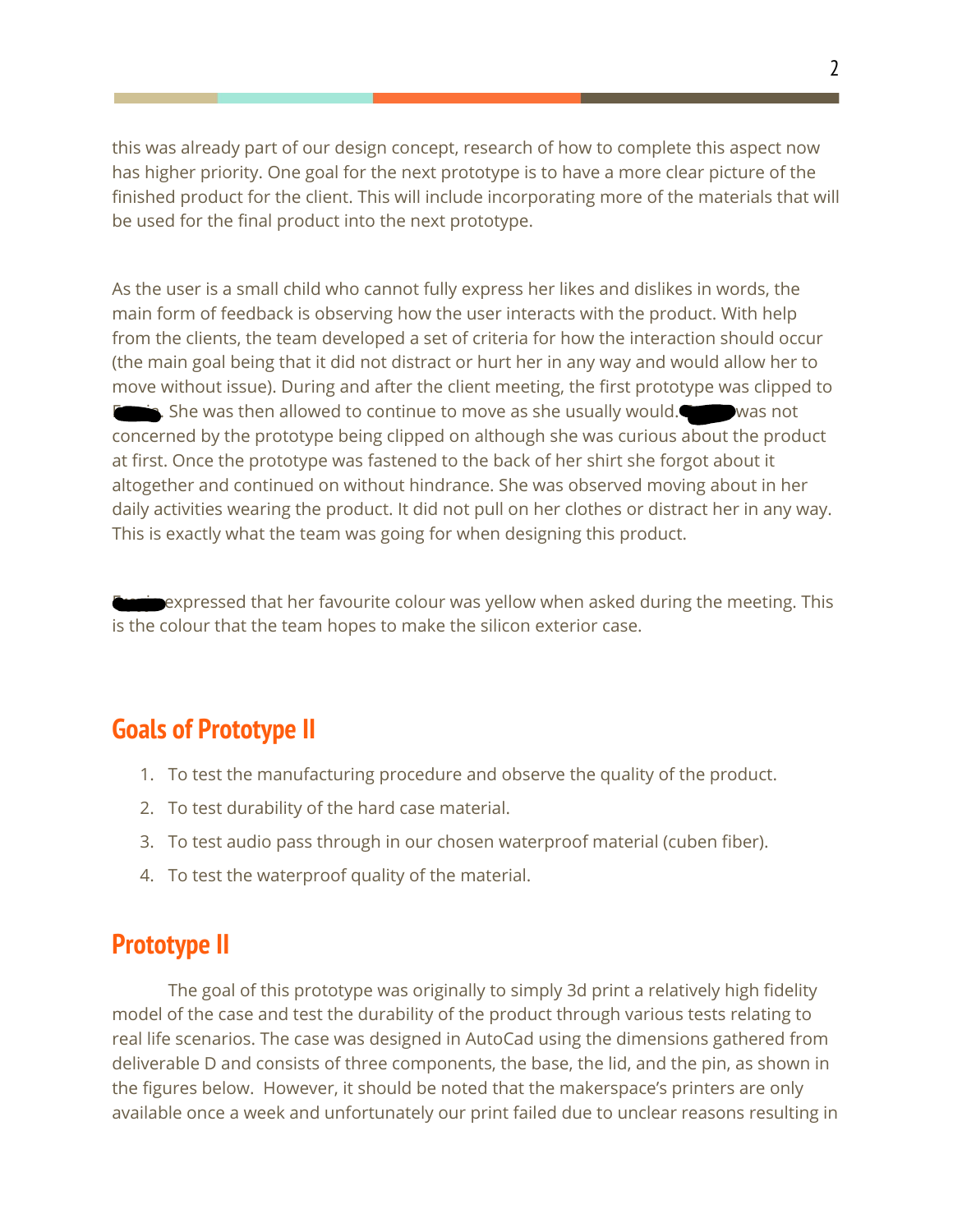this was already part of our design concept, research of how to complete this aspect now has higher priority. One goal for the next prototype is to have a more clear picture of the finished product for the client. This will include incorporating more of the materials that will be used for the final product into the next prototype.

As the user is a small child who cannot fully express her likes and dislikes in words, the main form of feedback is observing how the user interacts with the product. With help from the clients, the team developed a set of criteria for how the interaction should occur (the main goal being that it did not distract or hurt her in any way and would allow her to move without issue). During and after the client meeting, the first prototype was clipped to [redacted]. She was then allowed to continue to move as she usually would. [redacted] was not concerned by the prototype being clipped on although she was curious about the product at first. Once the prototype was fastened to the back of her shirt she forgot about it altogether and continued on without hindrance. She was observed moving about in her daily activities wearing the product. It did not pull on her clothes or distract her in any way. This is exactly what the team was going for when designing this product.

[redacted] expressed that her favourite colour was yellow when asked during the meeting. This is the colour that the team hopes to make the silicon exterior case.

## Goals of Prototype II

1. To test the manufacturing procedure and observe the quality of the product.
2. To test durability of the hard case material.
3. To test audio pass through in our chosen waterproof material (cuben fiber).
4. To test the waterproof quality of the material.

## Prototype II

The goal of this prototype was originally to simply 3d print a relatively high fidelity model of the case and test the durability of the product through various tests relating to real life scenarios. The case was designed in AutoCad using the dimensions gathered from deliverable D and consists of three components, the base, the lid, and the pin, as shown in the figures below. However, it should be noted that the makerspace's printers are only available once a week and unfortunately our print failed due to unclear reasons resulting in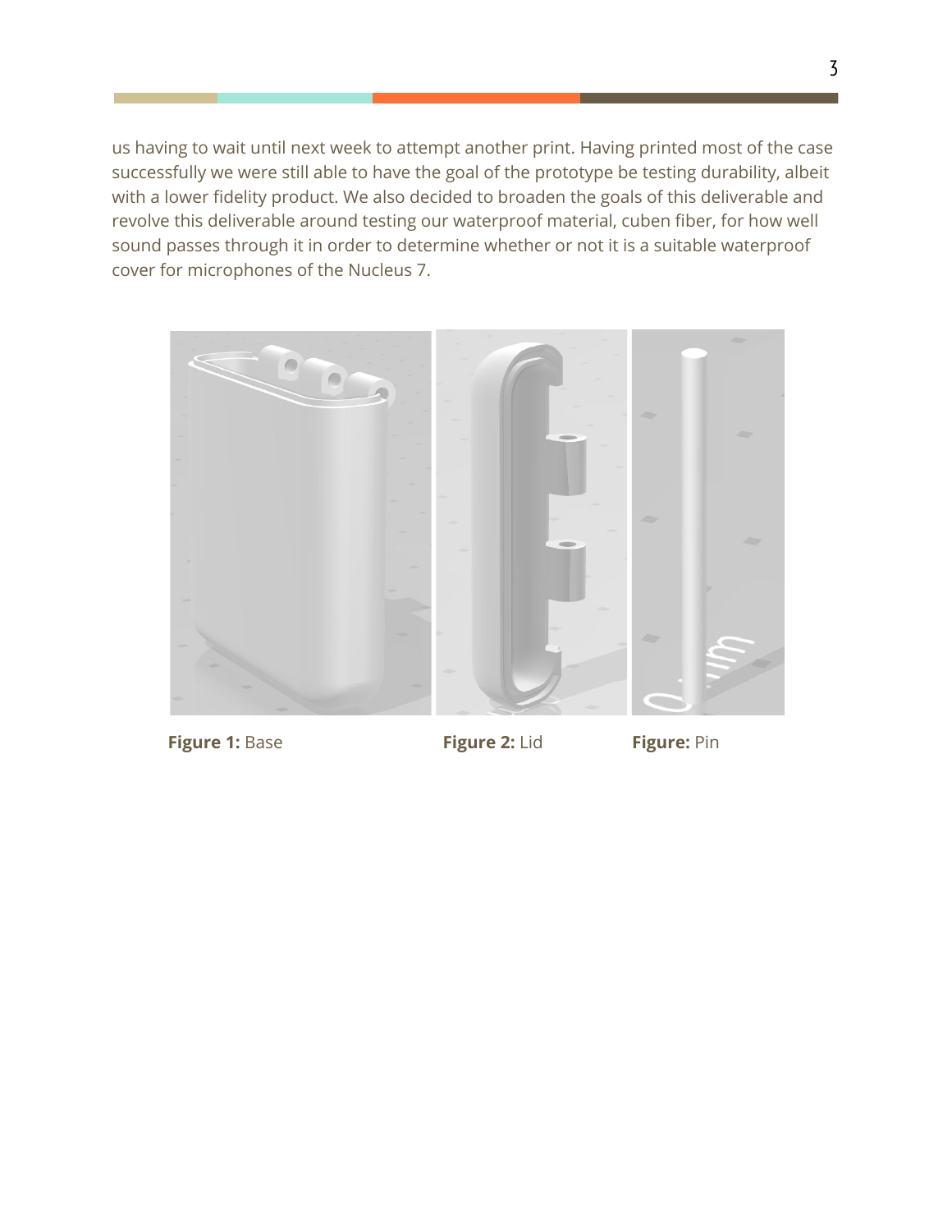us having to wait until next week to attempt another print. Having printed most of the case successfully we were still able to have the goal of the prototype be testing durability, albeit with a lower fidelity product. We also decided to broaden the goals of this deliverable and revolve this deliverable around testing our waterproof material, cuben fiber, for how well sound passes through it in order to determine whether or not it is a suitable waterproof cover for microphones of the Nucleus 7.

**Figure 1:** Base

**Figure 2:** Lid

**Figure:** Pin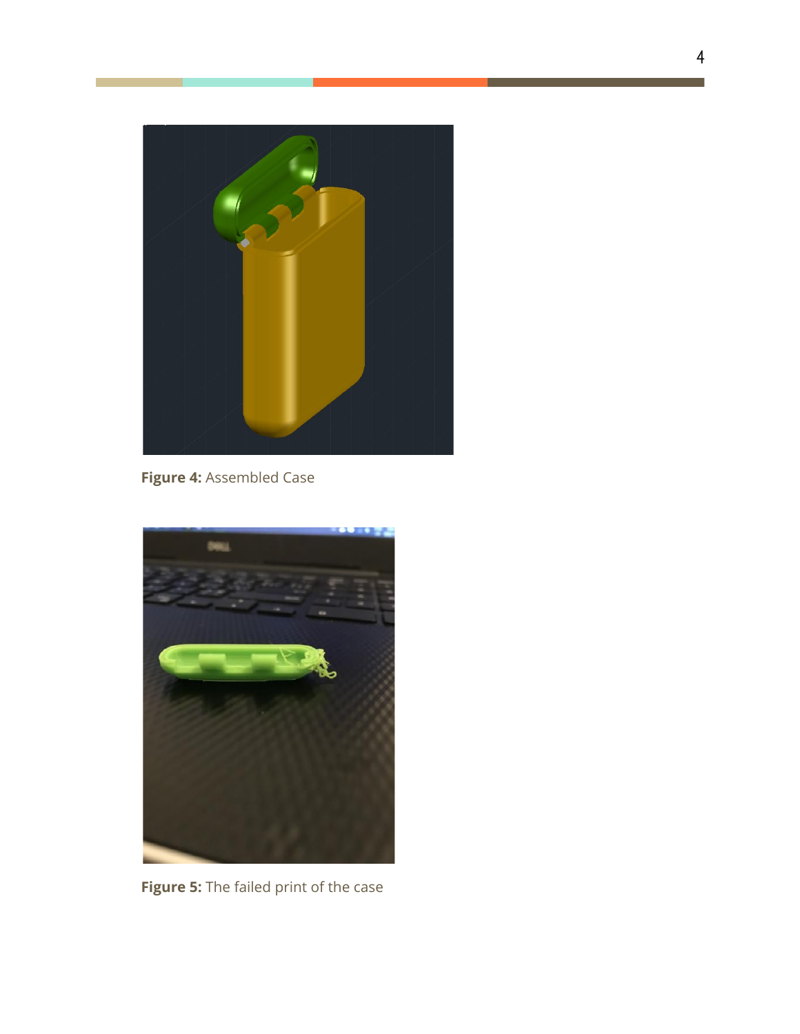**Figure 4:** Assembled Case

**Figure 5:** The failed print of the case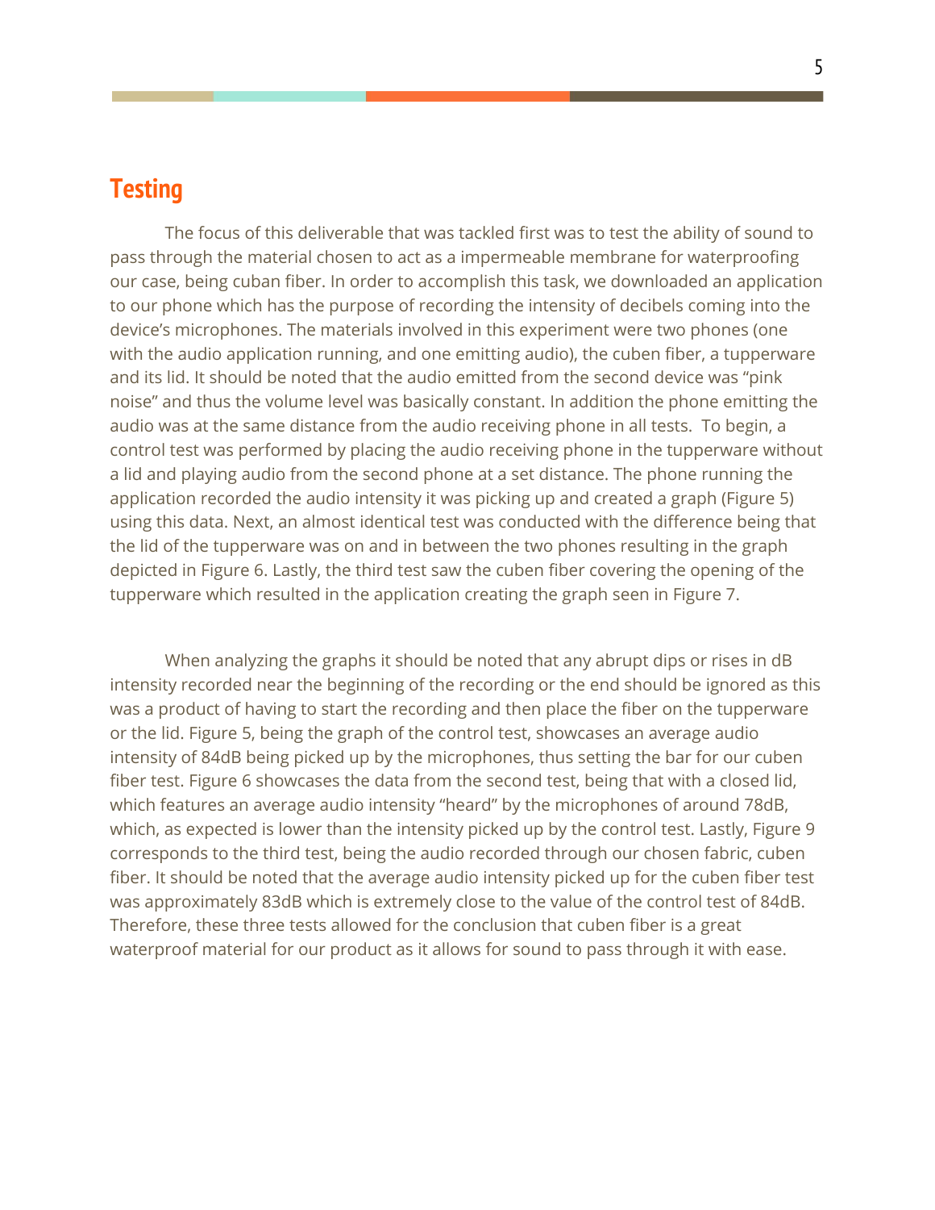## Testing

The focus of this deliverable that was tackled first was to test the ability of sound to pass through the material chosen to act as a impermeable membrane for waterproofing our case, being cuban fiber. In order to accomplish this task, we downloaded an application to our phone which has the purpose of recording the intensity of decibels coming into the device's microphones. The materials involved in this experiment were two phones (one with the audio application running, and one emitting audio), the cuben fiber, a tupperware and its lid. It should be noted that the audio emitted from the second device was "pink noise" and thus the volume level was basically constant. In addition the phone emitting the audio was at the same distance from the audio receiving phone in all tests.  To begin, a control test was performed by placing the audio receiving phone in the tupperware without a lid and playing audio from the second phone at a set distance. The phone running the application recorded the audio intensity it was picking up and created a graph (Figure 5) using this data. Next, an almost identical test was conducted with the difference being that the lid of the tupperware was on and in between the two phones resulting in the graph depicted in Figure 6. Lastly, the third test saw the cuben fiber covering the opening of the tupperware which resulted in the application creating the graph seen in Figure 7.

When analyzing the graphs it should be noted that any abrupt dips or rises in dB intensity recorded near the beginning of the recording or the end should be ignored as this was a product of having to start the recording and then place the fiber on the tupperware or the lid. Figure 5, being the graph of the control test, showcases an average audio intensity of 84dB being picked up by the microphones, thus setting the bar for our cuben fiber test. Figure 6 showcases the data from the second test, being that with a closed lid, which features an average audio intensity "heard" by the microphones of around 78dB, which, as expected is lower than the intensity picked up by the control test. Lastly, Figure 9 corresponds to the third test, being the audio recorded through our chosen fabric, cuben fiber. It should be noted that the average audio intensity picked up for the cuben fiber test was approximately 83dB which is extremely close to the value of the control test of 84dB. Therefore, these three tests allowed for the conclusion that cuben fiber is a great waterproof material for our product as it allows for sound to pass through it with ease.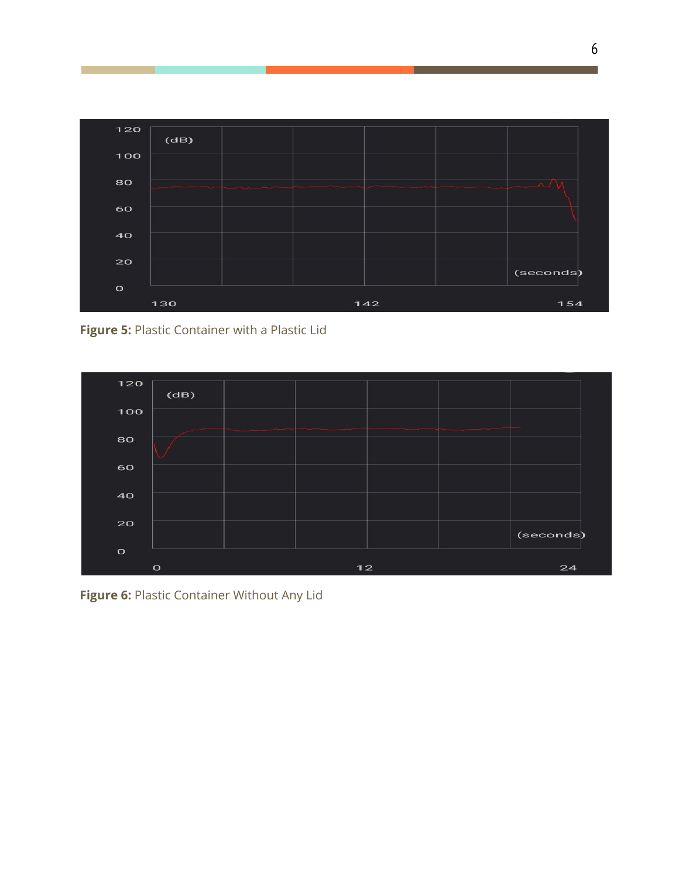**Figure 5:** Plastic Container with a Plastic Lid

**Figure 6:** Plastic Container Without Any Lid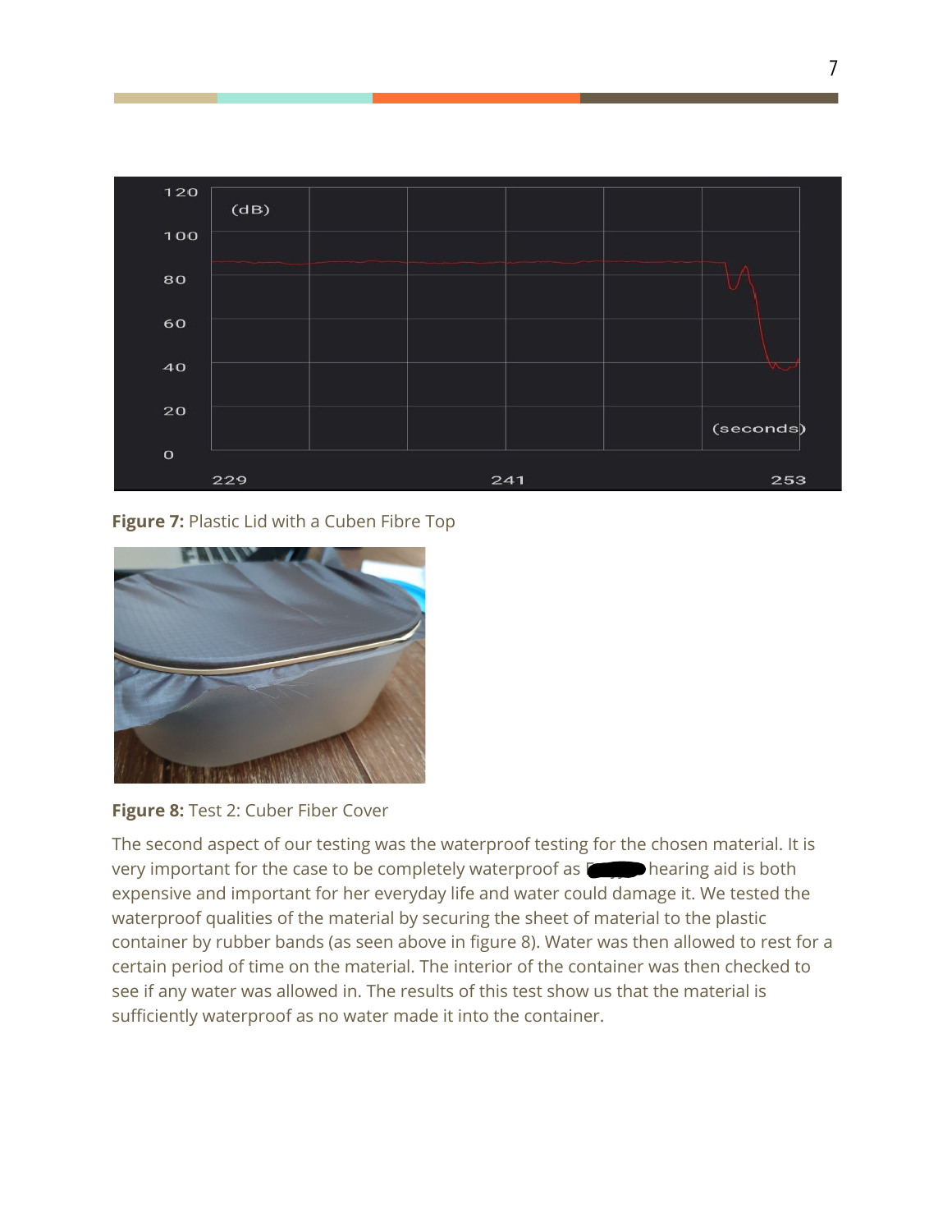**Figure 7:** Plastic Lid with a Cuben Fibre Top

**Figure 8:** Test 2: Cuber Fiber Cover

The second aspect of our testing was the waterproof testing for the chosen material. It is very important for the case to be completely waterproof as [redacted] hearing aid is both expensive and important for her everyday life and water could damage it. We tested the waterproof qualities of the material by securing the sheet of material to the plastic container by rubber bands (as seen above in figure 8). Water was then allowed to rest for a certain period of time on the material. The interior of the container was then checked to see if any water was allowed in. The results of this test show us that the material is sufficiently waterproof as no water made it into the container.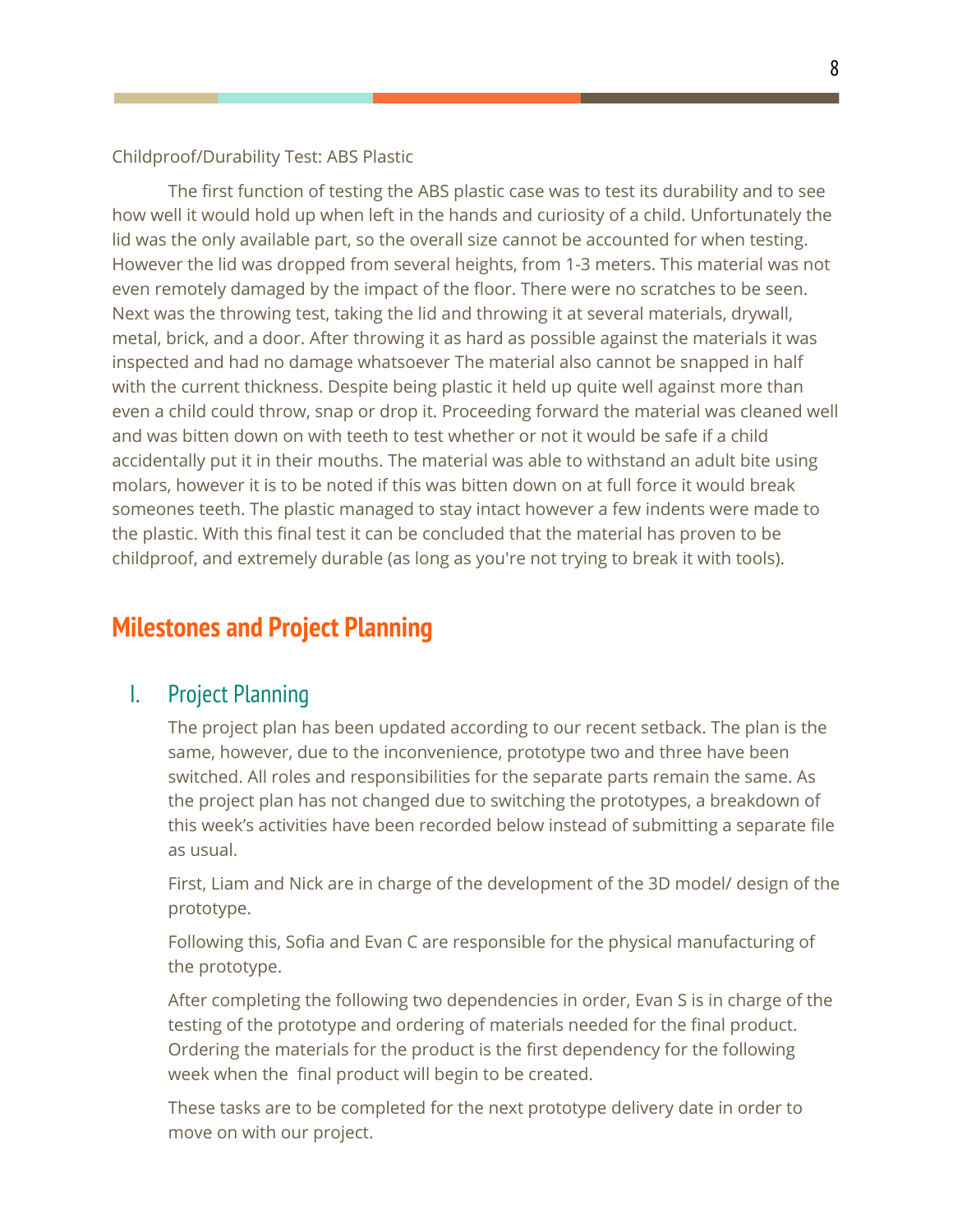Childproof/Durability Test: ABS Plastic

The first function of testing the ABS plastic case was to test its durability and to see how well it would hold up when left in the hands and curiosity of a child. Unfortunately the lid was the only available part, so the overall size cannot be accounted for when testing. However the lid was dropped from several heights, from 1-3 meters. This material was not even remotely damaged by the impact of the floor. There were no scratches to be seen. Next was the throwing test, taking the lid and throwing it at several materials, drywall, metal, brick, and a door. After throwing it as hard as possible against the materials it was inspected and had no damage whatsoever The material also cannot be snapped in half with the current thickness. Despite being plastic it held up quite well against more than even a child could throw, snap or drop it. Proceeding forward the material was cleaned well and was bitten down on with teeth to test whether or not it would be safe if a child accidentally put it in their mouths. The material was able to withstand an adult bite using molars, however it is to be noted if this was bitten down on at full force it would break someones teeth. The plastic managed to stay intact however a few indents were made to the plastic. With this final test it can be concluded that the material has proven to be childproof, and extremely durable (as long as you're not trying to break it with tools).

## Milestones and Project Planning

### I. Project Planning

The project plan has been updated according to our recent setback. The plan is the same, however, due to the inconvenience, prototype two and three have been switched. All roles and responsibilities for the separate parts remain the same. As the project plan has not changed due to switching the prototypes, a breakdown of this week's activities have been recorded below instead of submitting a separate file as usual.

First, Liam and Nick are in charge of the development of the 3D model/ design of the prototype.

Following this, Sofia and Evan C are responsible for the physical manufacturing of the prototype.

After completing the following two dependencies in order, Evan S is in charge of the testing of the prototype and ordering of materials needed for the final product. Ordering the materials for the product is the first dependency for the following week when the final product will begin to be created.

These tasks are to be completed for the next prototype delivery date in order to move on with our project.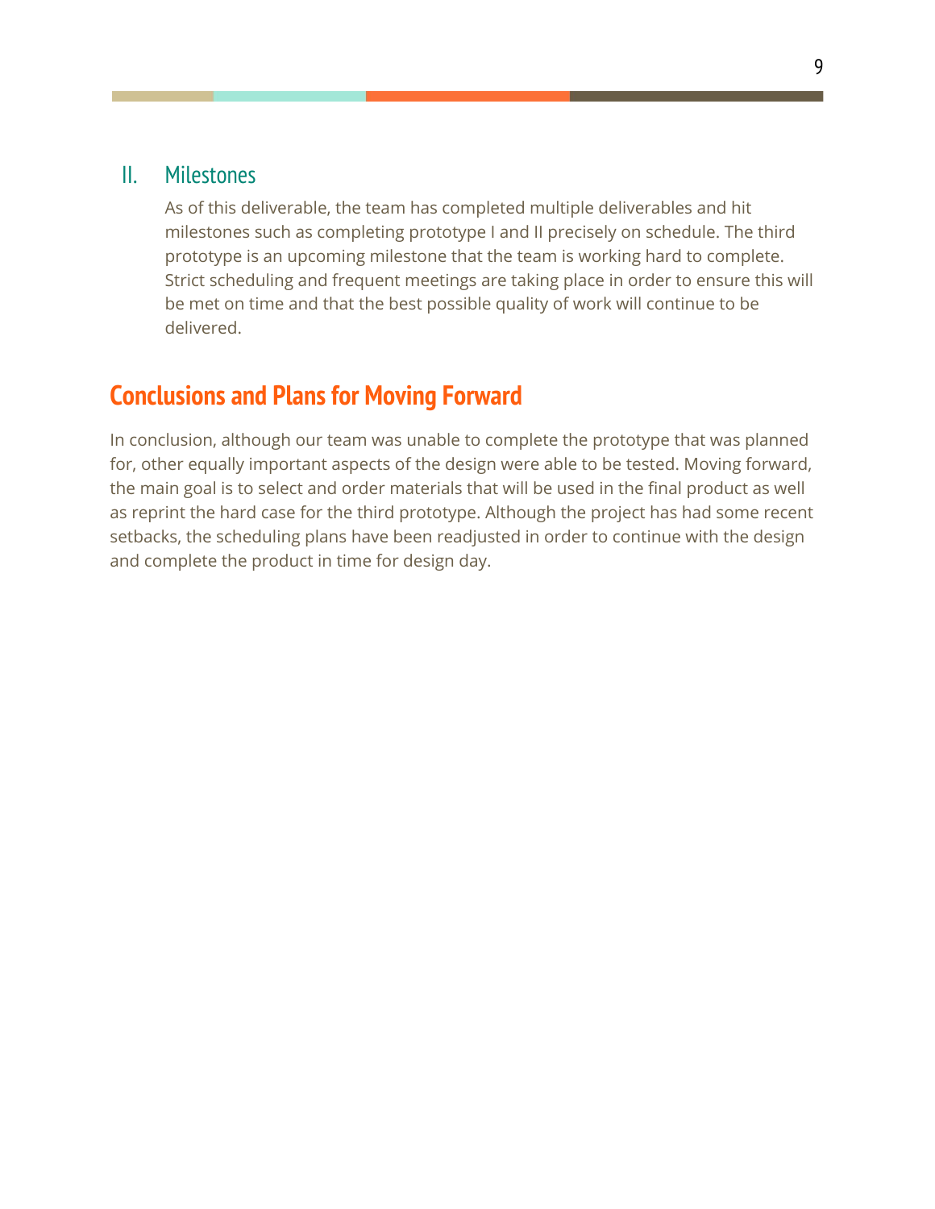### II. Milestones

As of this deliverable, the team has completed multiple deliverables and hit milestones such as completing prototype I and II precisely on schedule. The third prototype is an upcoming milestone that the team is working hard to complete. Strict scheduling and frequent meetings are taking place in order to ensure this will be met on time and that the best possible quality of work will continue to be delivered.

## Conclusions and Plans for Moving Forward

In conclusion, although our team was unable to complete the prototype that was planned for, other equally important aspects of the design were able to be tested. Moving forward, the main goal is to select and order materials that will be used in the final product as well as reprint the hard case for the third prototype. Although the project has had some recent setbacks, the scheduling plans have been readjusted in order to continue with the design and complete the product in time for design day.